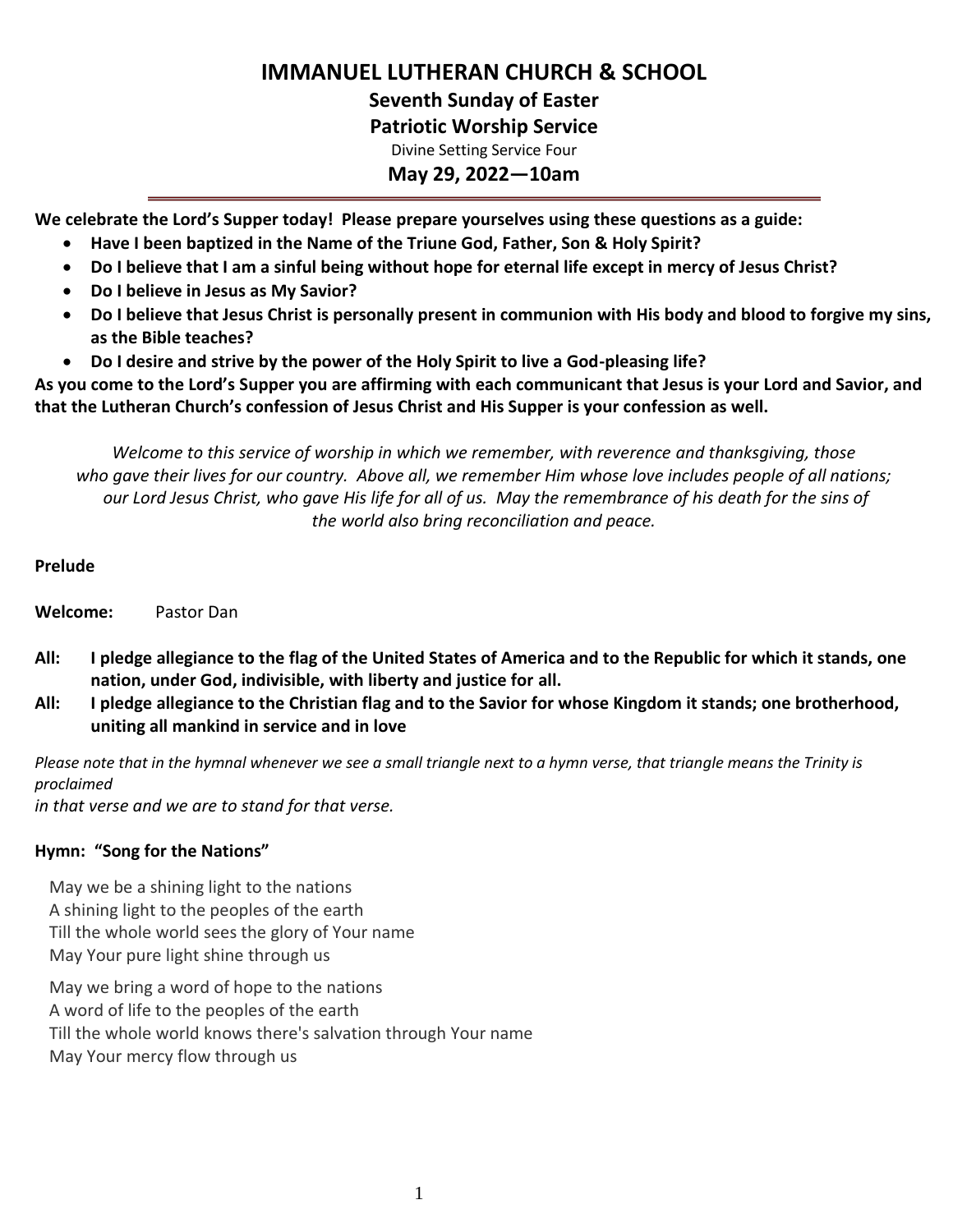# IMMANUEL LUTHERAN CHURCH & SCHOOL

## Seventh Sunday of Easter

## Patriotic Worship Service

Divine Setting Service Four

## May 29, 2022—10am

**We celebrate the Lord's Supper today! Please prepare yourselves using these questions as a guide:**

- **Have I been baptized in the Name of the Triune God, Father, Son & Holy Spirit?**
- **Do I believe that I am a sinful being without hope for eternal life except in mercy of Jesus Christ?**
- **Do I believe in Jesus as My Savior?**
- **Do I believe that Jesus Christ is personally present in communion with His body and blood to forgive my sins, as the Bible teaches?**
- **Do I desire and strive by the power of the Holy Spirit to live a God-pleasing life?**

**As you come to the Lord's Supper you are affirming with each communicant that Jesus is your Lord and Savior, and that the Lutheran Church's confession of Jesus Christ and His Supper is your confession as well.**

*Welcome to this service of worship in which we remember, with reverence and thanksgiving, those who gave their lives for our country. Above all, we remember Him whose love includes people of all nations; our Lord Jesus Christ, who gave His life for all of us. May the remembrance of his death for the sins of the world also bring reconciliation and peace.*

**Prelude**

**Welcome:** Pastor Dan

**All: I pledge allegiance to the flag of the United States of America and to the Republic for which it stands, one nation, under God, indivisible, with liberty and justice for all.**

**All: I pledge allegiance to the Christian flag and to the Savior for whose Kingdom it stands; one brotherhood, uniting all mankind in service and in love**

*Please note that in the hymnal whenever we see a small triangle next to a hymn verse, that triangle means the Trinity is proclaimed in that verse and we are to stand for that verse.*

**Hymn: "Song for the Nations"**

May we be a shining light to the nations
A shining light to the peoples of the earth
Till the whole world sees the glory of Your name
May Your pure light shine through us

May we bring a word of hope to the nations
A word of life to the peoples of the earth
Till the whole world knows there's salvation through Your name
May Your mercy flow through us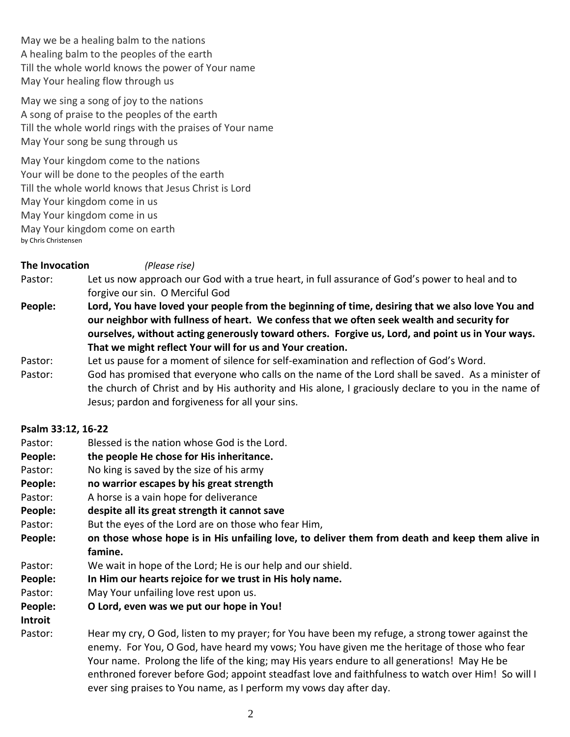May we be a healing balm to the nations
A healing balm to the peoples of the earth
Till the whole world knows the power of Your name
May Your healing flow through us

May we sing a song of joy to the nations
A song of praise to the peoples of the earth
Till the whole world rings with the praises of Your name
May Your song be sung through us

May Your kingdom come to the nations
Your will be done to the peoples of the earth
Till the whole world knows that Jesus Christ is Lord
May Your kingdom come in us
May Your kingdom come in us
May Your kingdom come on earth
by Chris Christensen

**The Invocation** *(Please rise)*

Pastor: Let us now approach our God with a true heart, in full assurance of God's power to heal and to forgive our sin. O Merciful God

**People: Lord, You have loved your people from the beginning of time, desiring that we also love You and our neighbor with fullness of heart. We confess that we often seek wealth and security for ourselves, without acting generously toward others. Forgive us, Lord, and point us in Your ways. That we might reflect Your will for us and Your creation.**

Pastor: Let us pause for a moment of silence for self-examination and reflection of God's Word.

Pastor: God has promised that everyone who calls on the name of the Lord shall be saved. As a minister of the church of Christ and by His authority and His alone, I graciously declare to you in the name of Jesus; pardon and forgiveness for all your sins.

**Psalm 33:12, 16-22**

Pastor: Blessed is the nation whose God is the Lord.

**People: the people He chose for His inheritance.**

Pastor: No king is saved by the size of his army

**People: no warrior escapes by his great strength**

Pastor: A horse is a vain hope for deliverance

**People: despite all its great strength it cannot save**

Pastor: But the eyes of the Lord are on those who fear Him,

**People: on those whose hope is in His unfailing love, to deliver them from death and keep them alive in famine.**

Pastor: We wait in hope of the Lord; He is our help and our shield.

**People: In Him our hearts rejoice for we trust in His holy name.**

Pastor: May Your unfailing love rest upon us.

**People: O Lord, even was we put our hope in You!**

**Introit**

Pastor: Hear my cry, O God, listen to my prayer; for You have been my refuge, a strong tower against the enemy. For You, O God, have heard my vows; You have given me the heritage of those who fear Your name. Prolong the life of the king; may His years endure to all generations! May He be enthroned forever before God; appoint steadfast love and faithfulness to watch over Him! So will I ever sing praises to You name, as I perform my vows day after day.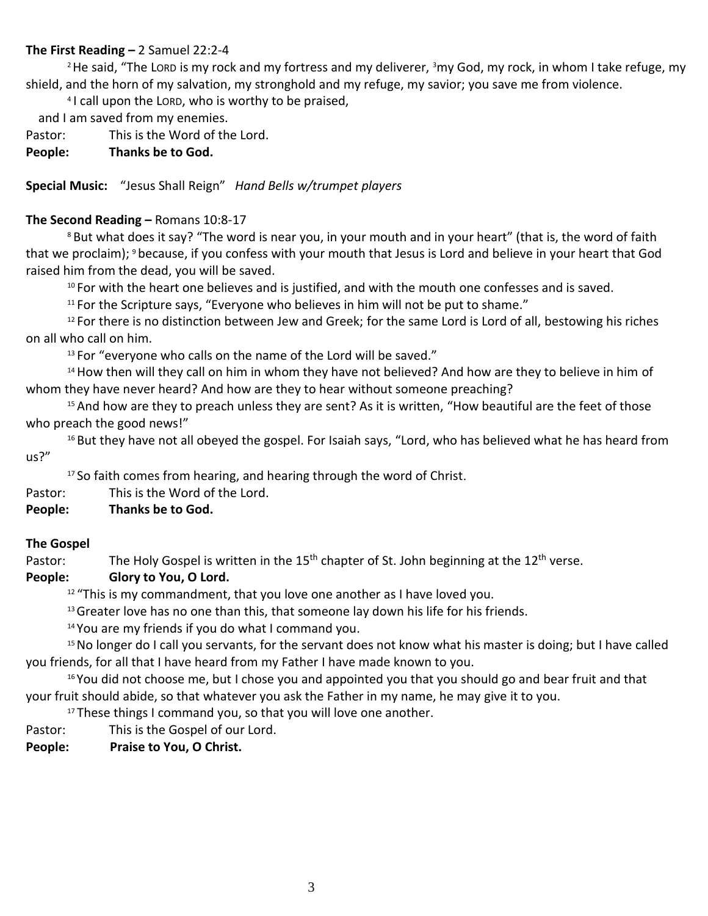**The First Reading –** 2 Samuel 22:2-4

[2] He said, "The LORD is my rock and my fortress and my deliverer, [3] my God, my rock, in whom I take refuge, my shield, and the horn of my salvation, my stronghold and my refuge, my savior; you save me from violence.

[4] I call upon the LORD, who is worthy to be praised,
and I am saved from my enemies.

Pastor: This is the Word of the Lord.
**People: Thanks be to God.**

**Special Music:** "Jesus Shall Reign" *Hand Bells w/trumpet players*

**The Second Reading –** Romans 10:8-17

[8] But what does it say? "The word is near you, in your mouth and in your heart" (that is, the word of faith that we proclaim); [9] because, if you confess with your mouth that Jesus is Lord and believe in your heart that God raised him from the dead, you will be saved.

[10] For with the heart one believes and is justified, and with the mouth one confesses and is saved.

[11] For the Scripture says, "Everyone who believes in him will not be put to shame."

[12] For there is no distinction between Jew and Greek; for the same Lord is Lord of all, bestowing his riches on all who call on him.

[13] For "everyone who calls on the name of the Lord will be saved."

[14] How then will they call on him in whom they have not believed? And how are they to believe in him of whom they have never heard? And how are they to hear without someone preaching?

[15] And how are they to preach unless they are sent? As it is written, "How beautiful are the feet of those who preach the good news!"

[16] But they have not all obeyed the gospel. For Isaiah says, "Lord, who has believed what he has heard from us?"

[17] So faith comes from hearing, and hearing through the word of Christ.

Pastor: This is the Word of the Lord.
**People: Thanks be to God.**

**The Gospel**

Pastor: The Holy Gospel is written in the 15th chapter of St. John beginning at the 12th verse.
**People: Glory to You, O Lord.**

[12] "This is my commandment, that you love one another as I have loved you.

[13] Greater love has no one than this, that someone lay down his life for his friends.

[14] You are my friends if you do what I command you.

[15] No longer do I call you servants, for the servant does not know what his master is doing; but I have called you friends, for all that I have heard from my Father I have made known to you.

[16] You did not choose me, but I chose you and appointed you that you should go and bear fruit and that your fruit should abide, so that whatever you ask the Father in my name, he may give it to you.

[17] These things I command you, so that you will love one another.

Pastor: This is the Gospel of our Lord.
**People: Praise to You, O Christ.**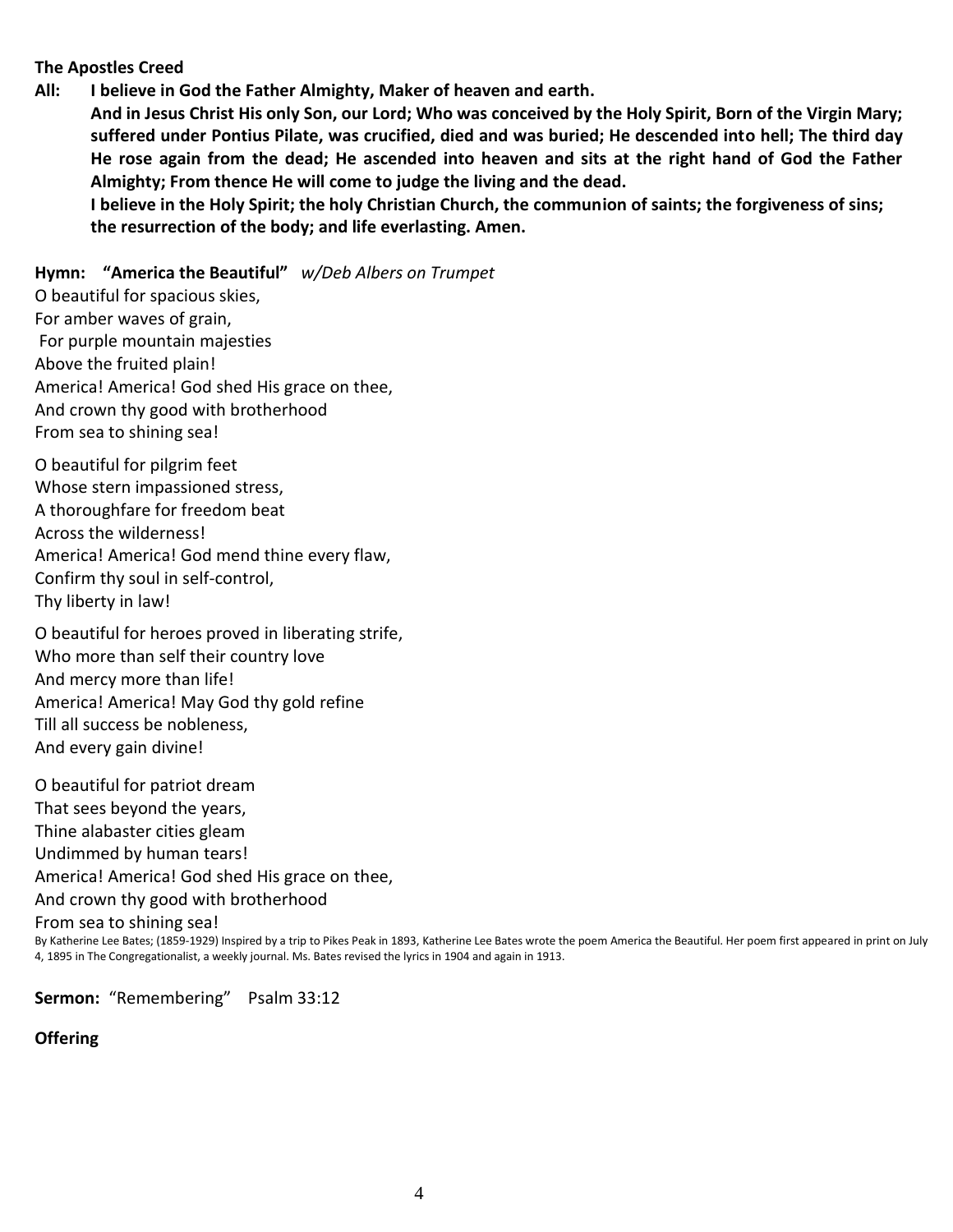**The Apostles Creed**

**All: I believe in God the Father Almighty, Maker of heaven and earth.**

**And in Jesus Christ His only Son, our Lord; Who was conceived by the Holy Spirit, Born of the Virgin Mary; suffered under Pontius Pilate, was crucified, died and was buried; He descended into hell; The third day He rose again from the dead; He ascended into heaven and sits at the right hand of God the Father Almighty; From thence He will come to judge the living and the dead.**

**I believe in the Holy Spirit; the holy Christian Church, the communion of saints; the forgiveness of sins; the resurrection of the body; and life everlasting. Amen.**

**Hymn: "America the Beautiful"** *w/Deb Albers on Trumpet*

O beautiful for spacious skies,
For amber waves of grain,
For purple mountain majesties
Above the fruited plain!
America! America! God shed His grace on thee,
And crown thy good with brotherhood
From sea to shining sea!

O beautiful for pilgrim feet
Whose stern impassioned stress,
A thoroughfare for freedom beat
Across the wilderness!
America! America! God mend thine every flaw,
Confirm thy soul in self-control,
Thy liberty in law!

O beautiful for heroes proved in liberating strife,
Who more than self their country love
And mercy more than life!
America! America! May God thy gold refine
Till all success be nobleness,
And every gain divine!

O beautiful for patriot dream
That sees beyond the years,
Thine alabaster cities gleam
Undimmed by human tears!
America! America! God shed His grace on thee,
And crown thy good with brotherhood
From sea to shining sea!

By Katherine Lee Bates; (1859-1929) Inspired by a trip to Pikes Peak in 1893, Katherine Lee Bates wrote the poem America the Beautiful. Her poem first appeared in print on July 4, 1895 in The Congregationalist, a weekly journal. Ms. Bates revised the lyrics in 1904 and again in 1913.

**Sermon:** "Remembering" Psalm 33:12

**Offering**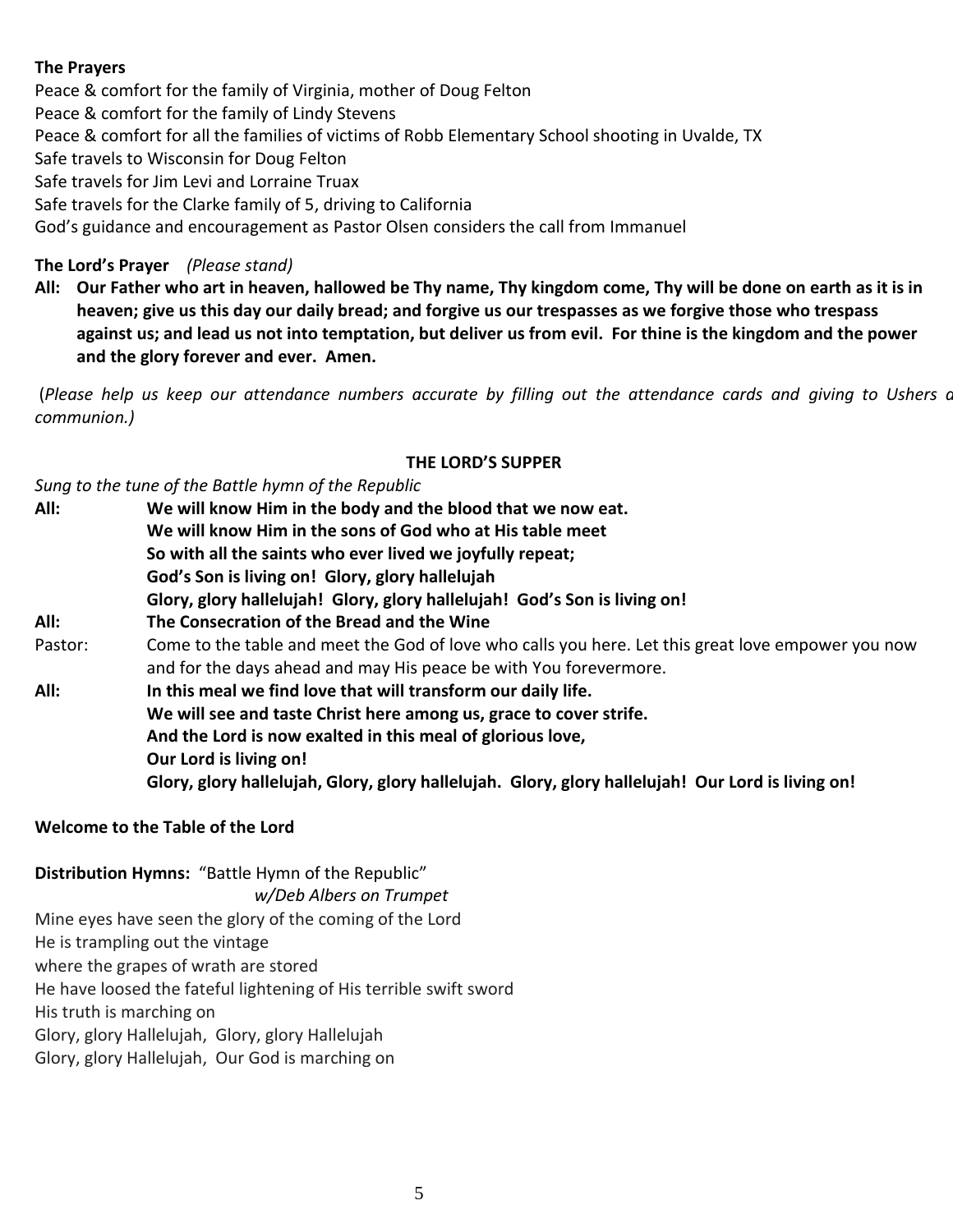**The Prayers**

Peace & comfort for the family of Virginia, mother of Doug Felton
Peace & comfort for the family of Lindy Stevens
Peace & comfort for all the families of victims of Robb Elementary School shooting in Uvalde, TX
Safe travels to Wisconsin for Doug Felton
Safe travels for Jim Levi and Lorraine Truax
Safe travels for the Clarke family of 5, driving to California
God's guidance and encouragement as Pastor Olsen considers the call from Immanuel

**The Lord's Prayer** *(Please stand)*

**All: Our Father who art in heaven, hallowed be Thy name, Thy kingdom come, Thy will be done on earth as it is in heaven; give us this day our daily bread; and forgive us our trespasses as we forgive those who trespass against us; and lead us not into temptation, but deliver us from evil. For thine is the kingdom and the power and the glory forever and ever. Amen.**

(*Please help us keep our attendance numbers accurate by filling out the attendance cards and giving to Ushers a communion.)*

**THE LORD'S SUPPER**

*Sung to the tune of the Battle hymn of the Republic*

**All:** **We will know Him in the body and the blood that we now eat.**
**We will know Him in the sons of God who at His table meet**
**So with all the saints who ever lived we joyfully repeat;**
**God's Son is living on! Glory, glory hallelujah**
**Glory, glory hallelujah! Glory, glory hallelujah! God's Son is living on!**

**All:** **The Consecration of the Bread and the Wine**

Pastor: Come to the table and meet the God of love who calls you here. Let this great love empower you now and for the days ahead and may His peace be with You forevermore.

**All:** **In this meal we find love that will transform our daily life.**
**We will see and taste Christ here among us, grace to cover strife.**
**And the Lord is now exalted in this meal of glorious love,**
**Our Lord is living on!**
**Glory, glory hallelujah, Glory, glory hallelujah. Glory, glory hallelujah! Our Lord is living on!**

**Welcome to the Table of the Lord**

**Distribution Hymns:** "Battle Hymn of the Republic"
*w/Deb Albers on Trumpet*

Mine eyes have seen the glory of the coming of the Lord
He is trampling out the vintage
where the grapes of wrath are stored
He have loosed the fateful lightening of His terrible swift sword
His truth is marching on
Glory, glory Hallelujah, Glory, glory Hallelujah
Glory, glory Hallelujah, Our God is marching on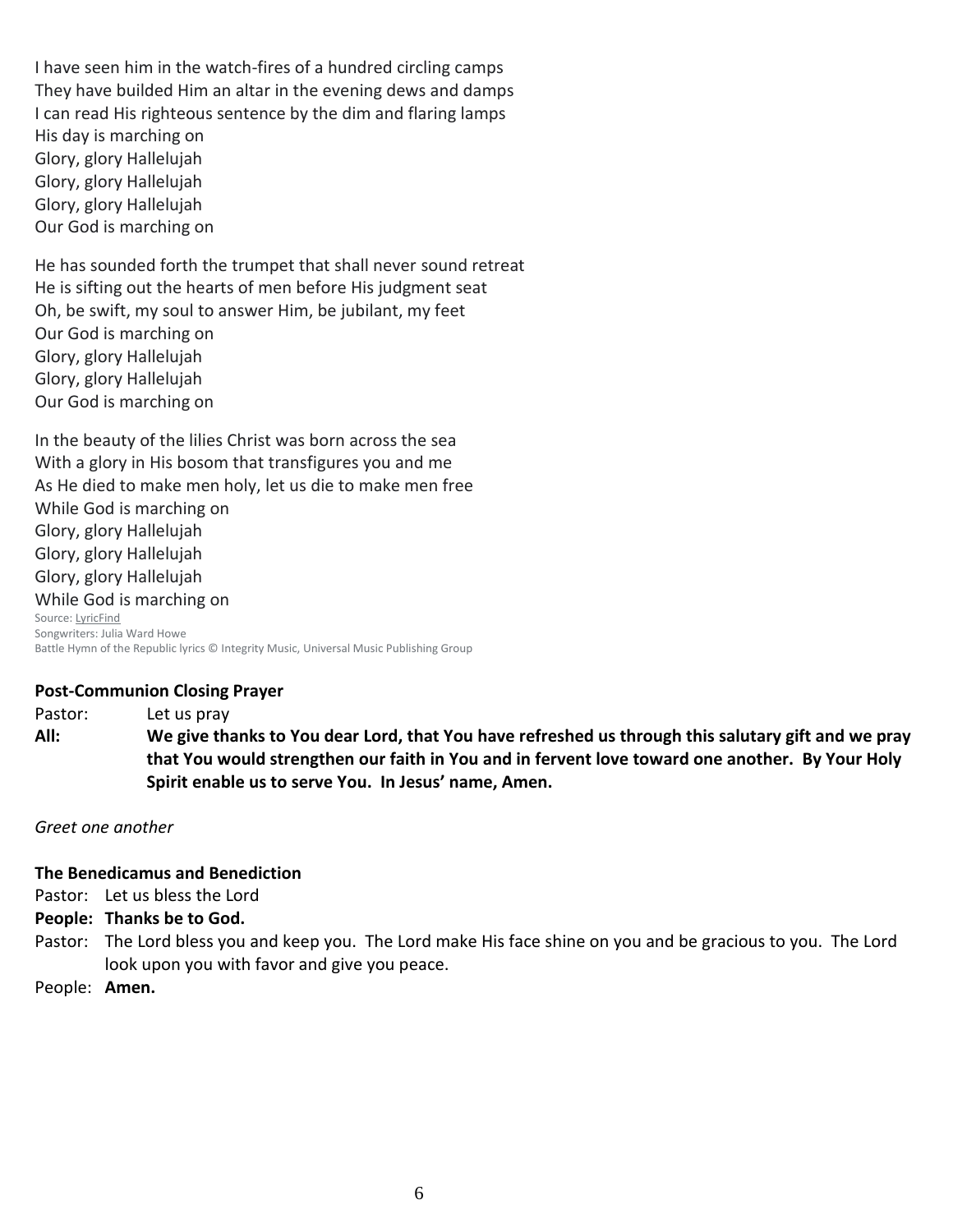I have seen him in the watch-fires of a hundred circling camps
They have builded Him an altar in the evening dews and damps
I can read His righteous sentence by the dim and flaring lamps
His day is marching on
Glory, glory Hallelujah
Glory, glory Hallelujah
Glory, glory Hallelujah
Our God is marching on

He has sounded forth the trumpet that shall never sound retreat
He is sifting out the hearts of men before His judgment seat
Oh, be swift, my soul to answer Him, be jubilant, my feet
Our God is marching on
Glory, glory Hallelujah
Glory, glory Hallelujah
Our God is marching on

In the beauty of the lilies Christ was born across the sea
With a glory in His bosom that transfigures you and me
As He died to make men holy, let us die to make men free
While God is marching on
Glory, glory Hallelujah
Glory, glory Hallelujah
Glory, glory Hallelujah
While God is marching on

Source: LyricFind
Songwriters: Julia Ward Howe
Battle Hymn of the Republic lyrics © Integrity Music, Universal Music Publishing Group

**Post-Communion Closing Prayer**

Pastor: Let us pray

**All: We give thanks to You dear Lord, that You have refreshed us through this salutary gift and we pray that You would strengthen our faith in You and in fervent love toward one another. By Your Holy Spirit enable us to serve You. In Jesus' name, Amen.**

*Greet one another*

**The Benedicamus and Benediction**

Pastor: Let us bless the Lord

**People: Thanks be to God.**

Pastor: The Lord bless you and keep you. The Lord make His face shine on you and be gracious to you. The Lord look upon you with favor and give you peace.

People: **Amen.**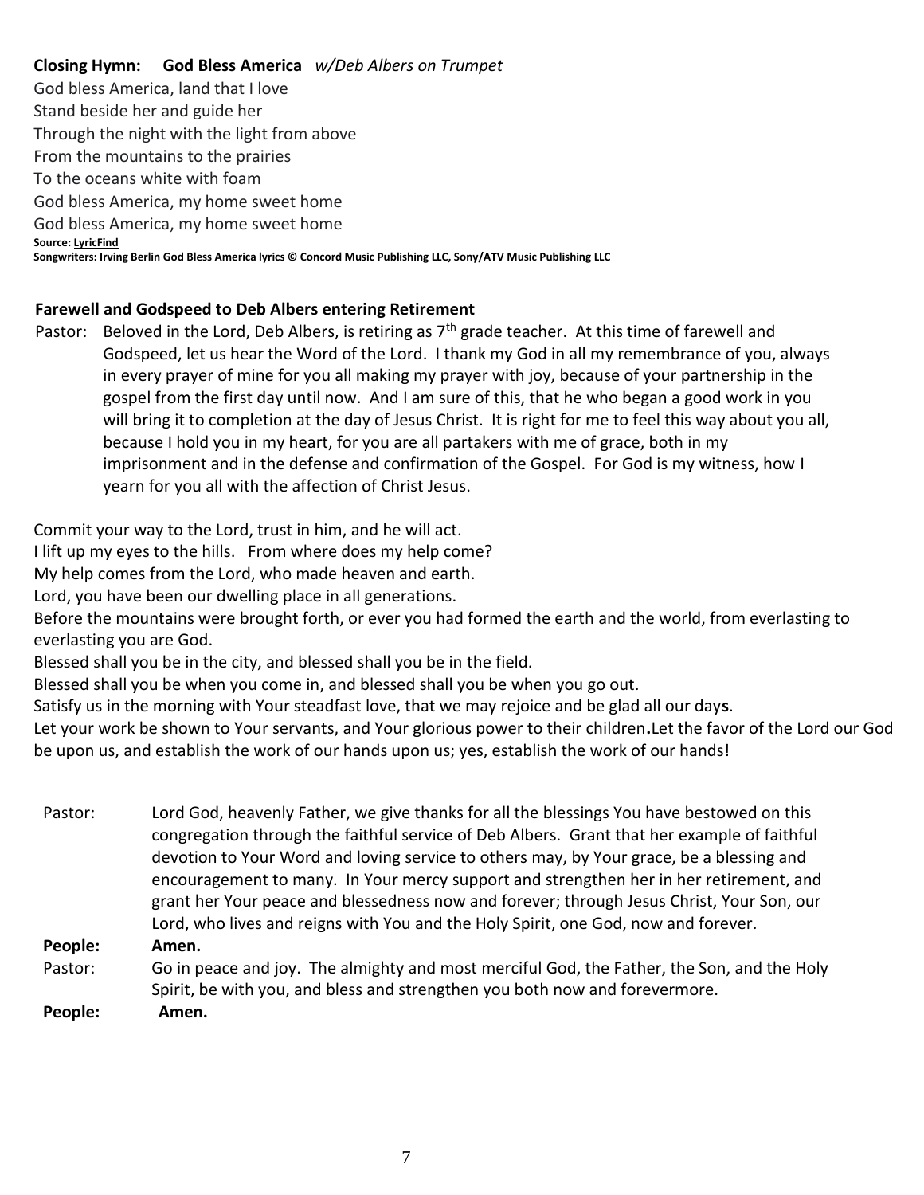**Closing Hymn: God Bless America** *w/Deb Albers on Trumpet*

God bless America, land that I love
Stand beside her and guide her
Through the night with the light from above
From the mountains to the prairies
To the oceans white with foam
God bless America, my home sweet home
God bless America, my home sweet home

**Source: LyricFind**
**Songwriters: Irving Berlin God Bless America lyrics © Concord Music Publishing LLC, Sony/ATV Music Publishing LLC**

**Farewell and Godspeed to Deb Albers entering Retirement**

Pastor: Beloved in the Lord, Deb Albers, is retiring as 7th grade teacher. At this time of farewell and Godspeed, let us hear the Word of the Lord. I thank my God in all my remembrance of you, always in every prayer of mine for you all making my prayer with joy, because of your partnership in the gospel from the first day until now. And I am sure of this, that he who began a good work in you will bring it to completion at the day of Jesus Christ. It is right for me to feel this way about you all, because I hold you in my heart, for you are all partakers with me of grace, both in my imprisonment and in the defense and confirmation of the Gospel. For God is my witness, how I yearn for you all with the affection of Christ Jesus.

Commit your way to the Lord, trust in him, and he will act.
I lift up my eyes to the hills. From where does my help come?
My help comes from the Lord, who made heaven and earth.
Lord, you have been our dwelling place in all generations.
Before the mountains were brought forth, or ever you had formed the earth and the world, from everlasting to everlasting you are God.
Blessed shall you be in the city, and blessed shall you be in the field.
Blessed shall you be when you come in, and blessed shall you be when you go out.
Satisfy us in the morning with Your steadfast love, that we may rejoice and be glad all our day**s**.
Let your work be shown to Your servants, and Your glorious power to their children**.**Let the favor of the Lord our God be upon us, and establish the work of our hands upon us; yes, establish the work of our hands!

Pastor: Lord God, heavenly Father, we give thanks for all the blessings You have bestowed on this congregation through the faithful service of Deb Albers. Grant that her example of faithful devotion to Your Word and loving service to others may, by Your grace, be a blessing and encouragement to many. In Your mercy support and strengthen her in her retirement, and grant her Your peace and blessedness now and forever; through Jesus Christ, Your Son, our Lord, who lives and reigns with You and the Holy Spirit, one God, now and forever.

**People: Amen.**

Pastor: Go in peace and joy. The almighty and most merciful God, the Father, the Son, and the Holy Spirit, be with you, and bless and strengthen you both now and forevermore.

**People: Amen.**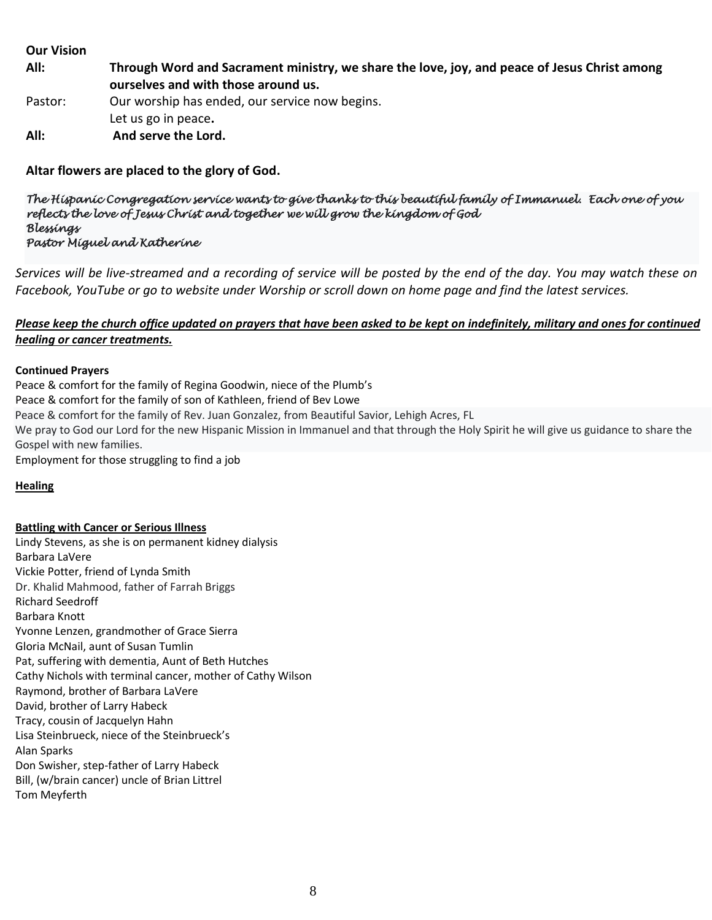**Our Vision**

**All:** **Through Word and Sacrament ministry, we share the love, joy, and peace of Jesus Christ among ourselves and with those around us.**

Pastor: Our worship has ended, our service now begins.
Let us go in peace**.**

**All:** **And serve the Lord.**

**Altar flowers are placed to the glory of God.**

*The Hispanic Congregation service wants to give thanks to this beautiful family of Immanuel. Each one of you reflects the love of Jesus Christ and together we will grow the kingdom of God*
*Blessings*
*Pastor Miguel and Katherine*

*Services will be live-streamed and a recording of service will be posted by the end of the day. You may watch these on Facebook, YouTube or go to website under Worship or scroll down on home page and find the latest services.*

***Please keep the church office updated on prayers that have been asked to be kept on indefinitely, military and ones for continued healing or cancer treatments.***

**Continued Prayers**

Peace & comfort for the family of Regina Goodwin, niece of the Plumb's
Peace & comfort for the family of son of Kathleen, friend of Bev Lowe
Peace & comfort for the family of Rev. Juan Gonzalez, from Beautiful Savior, Lehigh Acres, FL
We pray to God our Lord for the new Hispanic Mission in Immanuel and that through the Holy Spirit he will give us guidance to share the Gospel with new families.
Employment for those struggling to find a job

**Healing**

**Battling with Cancer or Serious Illness**

Lindy Stevens, as she is on permanent kidney dialysis
Barbara LaVere
Vickie Potter, friend of Lynda Smith
Dr. Khalid Mahmood, father of Farrah Briggs
Richard Seedroff
Barbara Knott
Yvonne Lenzen, grandmother of Grace Sierra
Gloria McNail, aunt of Susan Tumlin
Pat, suffering with dementia, Aunt of Beth Hutches
Cathy Nichols with terminal cancer, mother of Cathy Wilson
Raymond, brother of Barbara LaVere
David, brother of Larry Habeck
Tracy, cousin of Jacquelyn Hahn
Lisa Steinbrueck, niece of the Steinbrueck's
Alan Sparks
Don Swisher, step-father of Larry Habeck
Bill, (w/brain cancer) uncle of Brian Littrel
Tom Meyferth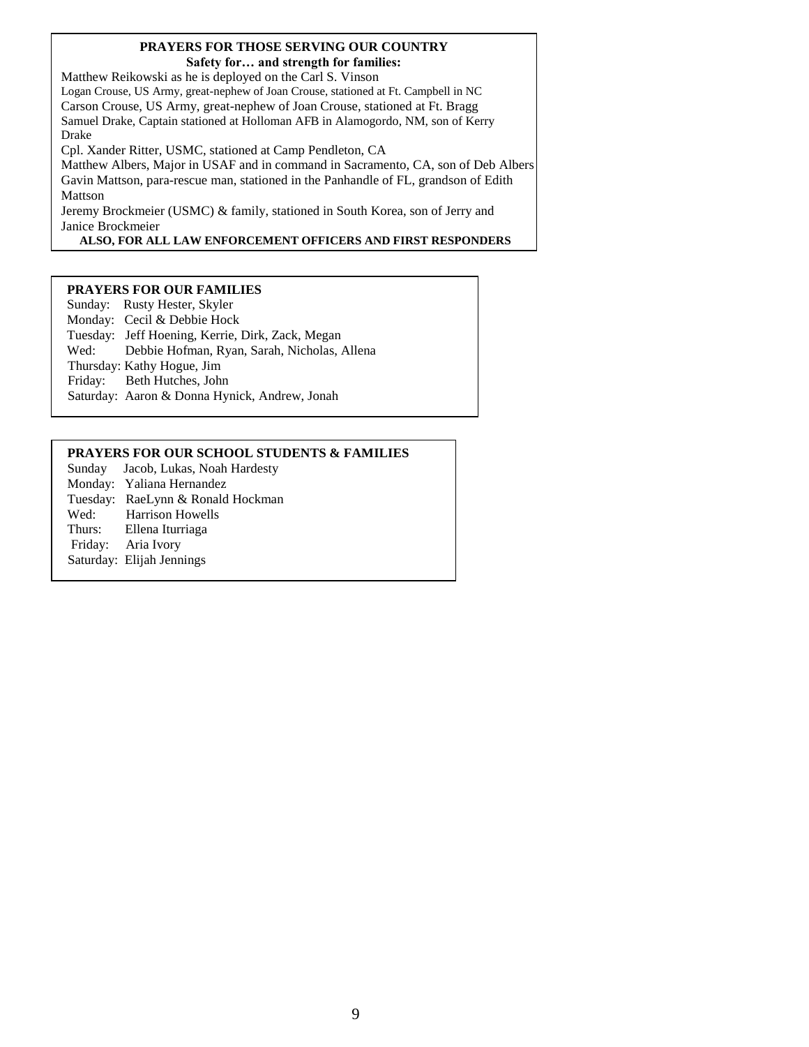## PRAYERS FOR THOSE SERVING OUR COUNTRY

**Safety for… and strength for families:**

Matthew Reikowski as he is deployed on the Carl S. Vinson
Logan Crouse, US Army, great-nephew of Joan Crouse, stationed at Ft. Campbell in NC
Carson Crouse, US Army, great-nephew of Joan Crouse, stationed at Ft. Bragg
Samuel Drake, Captain stationed at Holloman AFB in Alamogordo, NM, son of Kerry Drake
Cpl. Xander Ritter, USMC, stationed at Camp Pendleton, CA
Matthew Albers, Major in USAF and in command in Sacramento, CA, son of Deb Albers
Gavin Mattson, para-rescue man, stationed in the Panhandle of FL, grandson of Edith Mattson
Jeremy Brockmeier (USMC) & family, stationed in South Korea, son of Jerry and Janice Brockmeier

**ALSO, FOR ALL LAW ENFORCEMENT OFFICERS AND FIRST RESPONDERS**

## PRAYERS FOR OUR FAMILIES

Sunday: Rusty Hester, Skyler
Monday: Cecil & Debbie Hock
Tuesday: Jeff Hoening, Kerrie, Dirk, Zack, Megan
Wed: Debbie Hofman, Ryan, Sarah, Nicholas, Allena
Thursday: Kathy Hogue, Jim
Friday: Beth Hutches, John
Saturday: Aaron & Donna Hynick, Andrew, Jonah

## PRAYERS FOR OUR SCHOOL STUDENTS & FAMILIES

Sunday Jacob, Lukas, Noah Hardesty
Monday: Yaliana Hernandez
Tuesday: RaeLynn & Ronald Hockman
Wed: Harrison Howells
Thurs: Ellena Iturriaga
Friday: Aria Ivory
Saturday: Elijah Jennings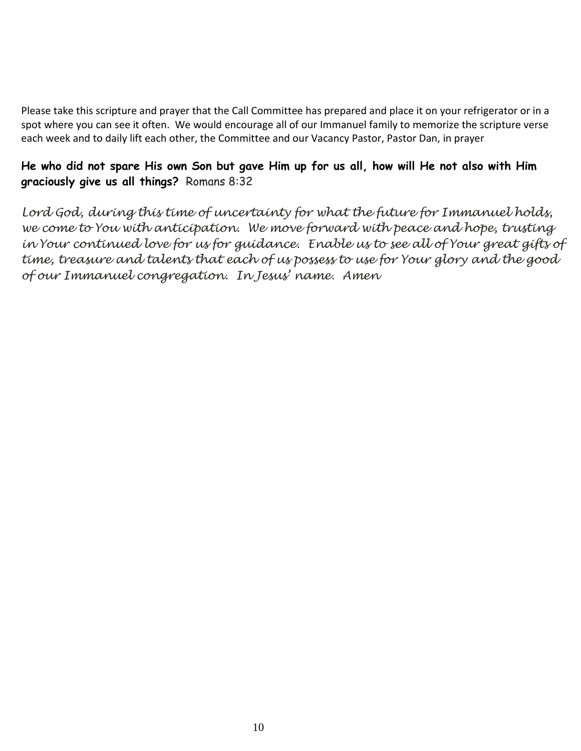Please take this scripture and prayer that the Call Committee has prepared and place it on your refrigerator or in a spot where you can see it often. We would encourage all of our Immanuel family to memorize the scripture verse each week and to daily lift each other, the Committee and our Vacancy Pastor, Pastor Dan, in prayer

**He who did not spare His own Son but gave Him up for us all, how will He not also with Him graciously give us all things?** Romans 8:32

*Lord God, during this time of uncertainty for what the future for Immanuel holds, we come to You with anticipation. We move forward with peace and hope, trusting in Your continued love for us for guidance. Enable us to see all of Your great gifts of time, treasure and talents that each of us possess to use for Your glory and the good of our Immanuel congregation. In Jesus' name. Amen*